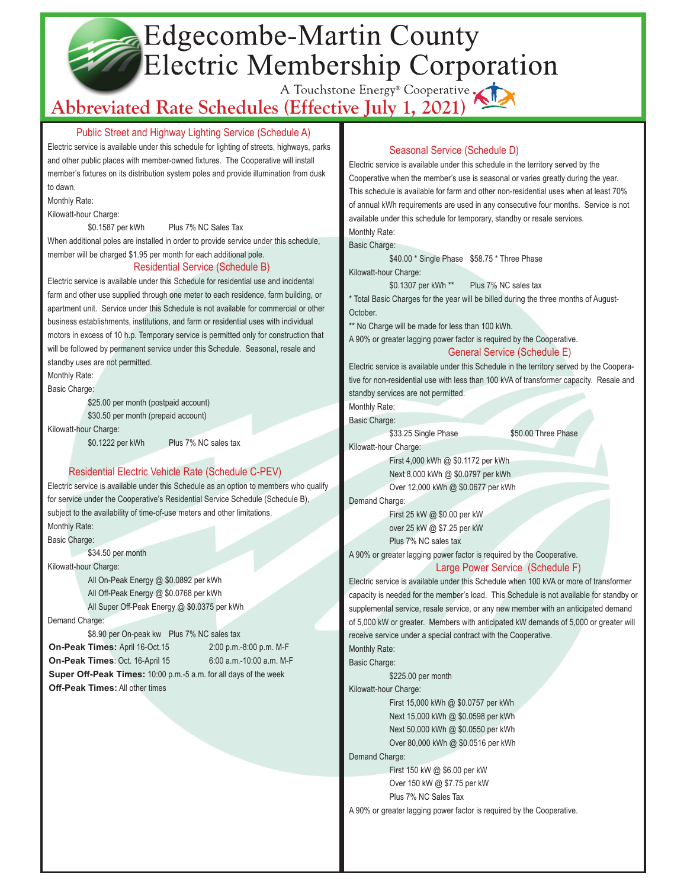# Edgecombe-Martin County Electric Membership Corporation

A Touchstone Energy® Cooperative

## Abbreviated Rate Schedules (Effective July 1, 2021)

### Public Street and Highway Lighting Service (Schedule A)

Electric service is available under this schedule for lighting of streets, highways, parks and other public places with member-owned fixtures. The Cooperative will install member's fixtures on its distribution system poles and provide illumination from dusk to dawn.

Monthly Rate:

Kilowatt-hour Charge:

$0.1587 per kWh Plus 7% NC Sales Tax

When additional poles are installed in order to provide service under this schedule, member will be charged $1.95 per month for each additional pole.

### Residential Service (Schedule B)

Electric service is available under this Schedule for residential use and incidental farm and other use supplied through one meter to each residence, farm building, or apartment unit. Service under this Schedule is not available for commercial or other business establishments, institutions, and farm or residential uses with individual motors in excess of 10 h.p. Temporary service is permitted only for construction that will be followed by permanent service under this Schedule. Seasonal, resale and standby uses are not permitted.

Monthly Rate:

Basic Charge:

$25.00 per month (postpaid account)

$30.50 per month (prepaid account)

Kilowatt-hour Charge:

$0.1222 per kWh Plus 7% NC sales tax

### Residential Electric Vehicle Rate (Schedule C-PEV)

Electric service is available under this Schedule as an option to members who qualify for service under the Cooperative's Residential Service Schedule (Schedule B), subject to the availability of time-of-use meters and other limitations.

Monthly Rate:

Basic Charge:

$34.50 per month

Kilowatt-hour Charge:

All On-Peak Energy @ $0.0892 per kWh

All Off-Peak Energy @ $0.0768 per kWh

All Super Off-Peak Energy @ $0.0375 per kWh

Demand Charge:

$8.90 per On-peak kw Plus 7% NC sales tax

**On-Peak Times:** April 16-Oct.15 2:00 p.m.-8:00 p.m. M-F

**On-Peak Times**: Oct. 16-April 15 6:00 a.m.-10:00 a.m. M-F

**Super Off-Peak Times:** 10:00 p.m.-5 a.m. for all days of the week

**Off-Peak Times:** All other times

### Seasonal Service (Schedule D)

Electric service is available under this schedule in the territory served by the Cooperative when the member's use is seasonal or varies greatly during the year. This schedule is available for farm and other non-residential uses when at least 70% of annual kWh requirements are used in any consecutive four months. Service is not available under this schedule for temporary, standby or resale services.

Monthly Rate:

Basic Charge:

$40.00 * Single Phase $58.75 * Three Phase

Kilowatt-hour Charge:

$0.1307 per kWh ** Plus 7% NC sales tax

* Total Basic Charges for the year will be billed during the three months of August-October.

** No Charge will be made for less than 100 kWh.

A 90% or greater lagging power factor is required by the Cooperative.

### General Service (Schedule E)

Electric service is available under this Schedule in the territory served by the Cooperative for non-residential use with less than 100 kVA of transformer capacity. Resale and standby services are not permitted.

Monthly Rate:

Basic Charge:

$33.25 Single Phase $50.00 Three Phase

Kilowatt-hour Charge:

First 4,000 kWh @ $0.1172 per kWh

Next 8,000 kWh @ $0.0797 per kWh

Over 12,000 kWh @ $0.0677 per kWh

Demand Charge:

First 25 kW @ $0.00 per kW

over 25 kW @ $7.25 per kW

Plus 7% NC sales tax

A 90% or greater lagging power factor is required by the Cooperative.

### Large Power Service (Schedule F)

Electric service is available under this Schedule when 100 kVA or more of transformer capacity is needed for the member's load. This Schedule is not available for standby or supplemental service, resale service, or any new member with an anticipated demand of 5,000 kW or greater. Members with anticipated kW demands of 5,000 or greater will receive service under a special contract with the Cooperative.

Monthly Rate:

Basic Charge:

$225.00 per month

Kilowatt-hour Charge:

First 15,000 kWh @ $0.0757 per kWh

Next 15,000 kWh @ $0.0598 per kWh

Next 50,000 kWh @ $0.0550 per kWh

Over 80,000 kWh @ $0.0516 per kWh

Demand Charge:

First 150 kW @ $6.00 per kW

Over 150 kW @ $7.75 per kW

Plus 7% NC Sales Tax

A 90% or greater lagging power factor is required by the Cooperative.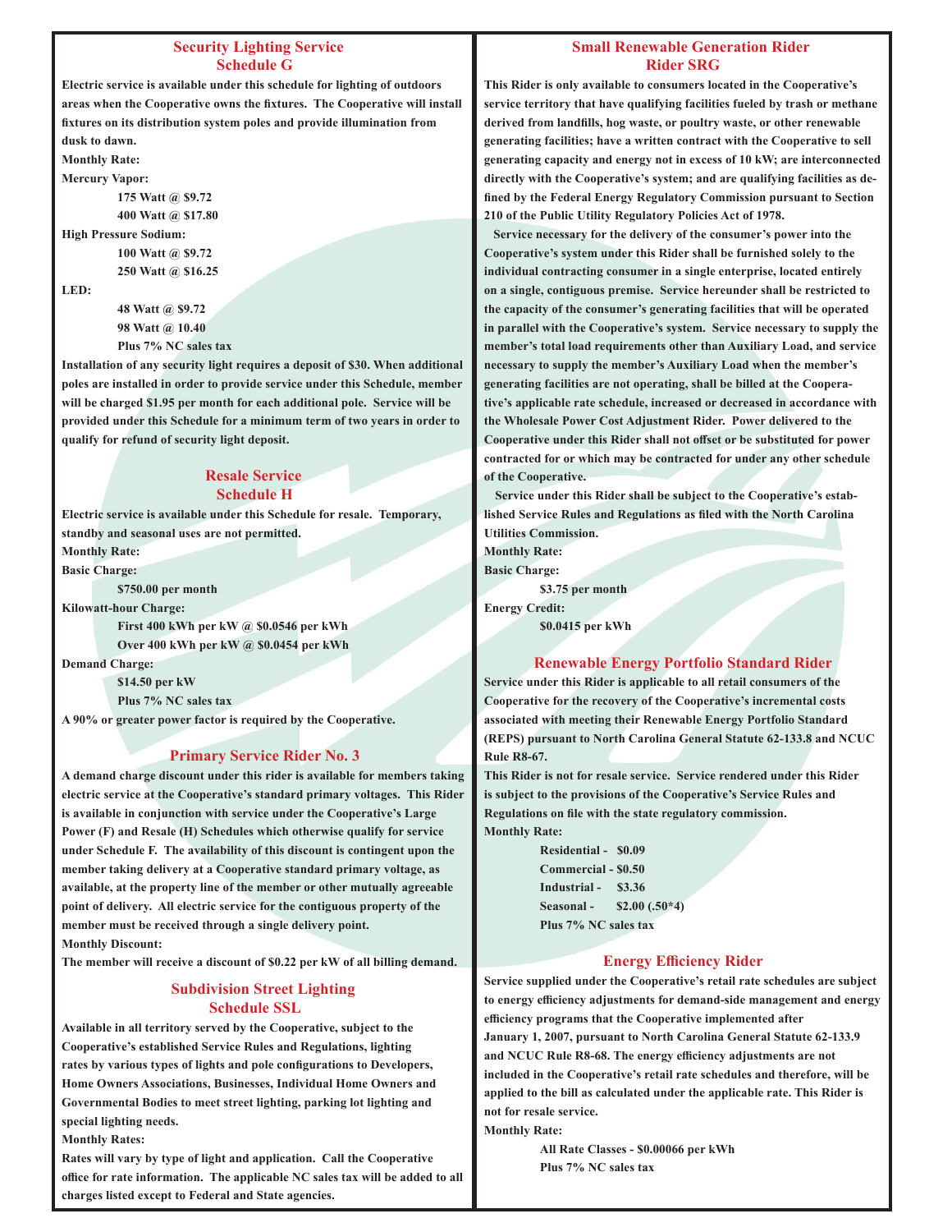## Security Lighting Service
## Schedule G

**Electric service is available under this schedule for lighting of outdoors areas when the Cooperative owns the fixtures. The Cooperative will install fixtures on its distribution system poles and provide illumination from dusk to dawn.**

**Monthly Rate:**

**Mercury Vapor:**

- **175 Watt @ $9.72**
- **400 Watt @ $17.80**

**High Pressure Sodium:**

- **100 Watt @ $9.72**
- **250 Watt @ $16.25**

**LED:**

- **48 Watt @ $9.72**
- **98 Watt @ 10.40**
- **Plus 7% NC sales tax**

**Installation of any security light requires a deposit of $30. When additional poles are installed in order to provide service under this Schedule, member will be charged $1.95 per month for each additional pole. Service will be provided under this Schedule for a minimum term of two years in order to qualify for refund of security light deposit.**

## Resale Service
## Schedule H

**Electric service is available under this Schedule for resale. Temporary, standby and seasonal uses are not permitted.**

**Monthly Rate:**

**Basic Charge:**

- **$750.00 per month**

**Kilowatt-hour Charge:**

- **First 400 kWh per kW @ $0.0546 per kWh**
- **Over 400 kWh per kW @ $0.0454 per kWh**

**Demand Charge:**

- **$14.50 per kW**
- **Plus 7% NC sales tax**

**A 90% or greater power factor is required by the Cooperative.**

## Primary Service Rider No. 3

**A demand charge discount under this rider is available for members taking electric service at the Cooperative's standard primary voltages. This Rider is available in conjunction with service under the Cooperative's Large Power (F) and Resale (H) Schedules which otherwise qualify for service under Schedule F. The availability of this discount is contingent upon the member taking delivery at a Cooperative standard primary voltage, as available, at the property line of the member or other mutually agreeable point of delivery. All electric service for the contiguous property of the member must be received through a single delivery point.**

**Monthly Discount:**

**The member will receive a discount of $0.22 per kW of all billing demand.**

## Subdivision Street Lighting
## Schedule SSL

**Available in all territory served by the Cooperative, subject to the Cooperative's established Service Rules and Regulations, lighting rates by various types of lights and pole configurations to Developers, Home Owners Associations, Businesses, Individual Home Owners and Governmental Bodies to meet street lighting, parking lot lighting and special lighting needs.**

**Monthly Rates:**

**Rates will vary by type of light and application. Call the Cooperative office for rate information. The applicable NC sales tax will be added to all charges listed except to Federal and State agencies.**

## Small Renewable Generation Rider
## Rider SRG

**This Rider is only available to consumers located in the Cooperative's service territory that have qualifying facilities fueled by trash or methane derived from landfills, hog waste, or poultry waste, or other renewable generating facilities; have a written contract with the Cooperative to sell generating capacity and energy not in excess of 10 kW; are interconnected directly with the Cooperative's system; and are qualifying facilities as defined by the Federal Energy Regulatory Commission pursuant to Section 210 of the Public Utility Regulatory Policies Act of 1978.**

**Service necessary for the delivery of the consumer's power into the Cooperative's system under this Rider shall be furnished solely to the individual contracting consumer in a single enterprise, located entirely on a single, contiguous premise. Service hereunder shall be restricted to the capacity of the consumer's generating facilities that will be operated in parallel with the Cooperative's system. Service necessary to supply the member's total load requirements other than Auxiliary Load, and service necessary to supply the member's Auxiliary Load when the member's generating facilities are not operating, shall be billed at the Cooperative's applicable rate schedule, increased or decreased in accordance with the Wholesale Power Cost Adjustment Rider. Power delivered to the Cooperative under this Rider shall not offset or be substituted for power contracted for or which may be contracted for under any other schedule of the Cooperative.**

**Service under this Rider shall be subject to the Cooperative's established Service Rules and Regulations as filed with the North Carolina Utilities Commission.**

**Monthly Rate:**

**Basic Charge:**

- **$3.75 per month**

**Energy Credit:**

- **$0.0415 per kWh**

## Renewable Energy Portfolio Standard Rider

**Service under this Rider is applicable to all retail consumers of the Cooperative for the recovery of the Cooperative's incremental costs associated with meeting their Renewable Energy Portfolio Standard (REPS) pursuant to North Carolina General Statute 62-133.8 and NCUC Rule R8-67.**

**This Rider is not for resale service. Service rendered under this Rider is subject to the provisions of the Cooperative's Service Rules and Regulations on file with the state regulatory commission.**

**Monthly Rate:**

- **Residential - $0.09**
- **Commercial - $0.50**
- **Industrial - $3.36**
- **Seasonal - $2.00 (.50*4)**
- **Plus 7% NC sales tax**

## Energy Efficiency Rider

**Service supplied under the Cooperative's retail rate schedules are subject to energy efficiency adjustments for demand-side management and energy efficiency programs that the Cooperative implemented after January 1, 2007, pursuant to North Carolina General Statute 62-133.9 and NCUC Rule R8-68. The energy efficiency adjustments are not included in the Cooperative's retail rate schedules and therefore, will be applied to the bill as calculated under the applicable rate. This Rider is not for resale service.**

**Monthly Rate:**

- **All Rate Classes - $0.00066 per kWh**
- **Plus 7% NC sales tax**